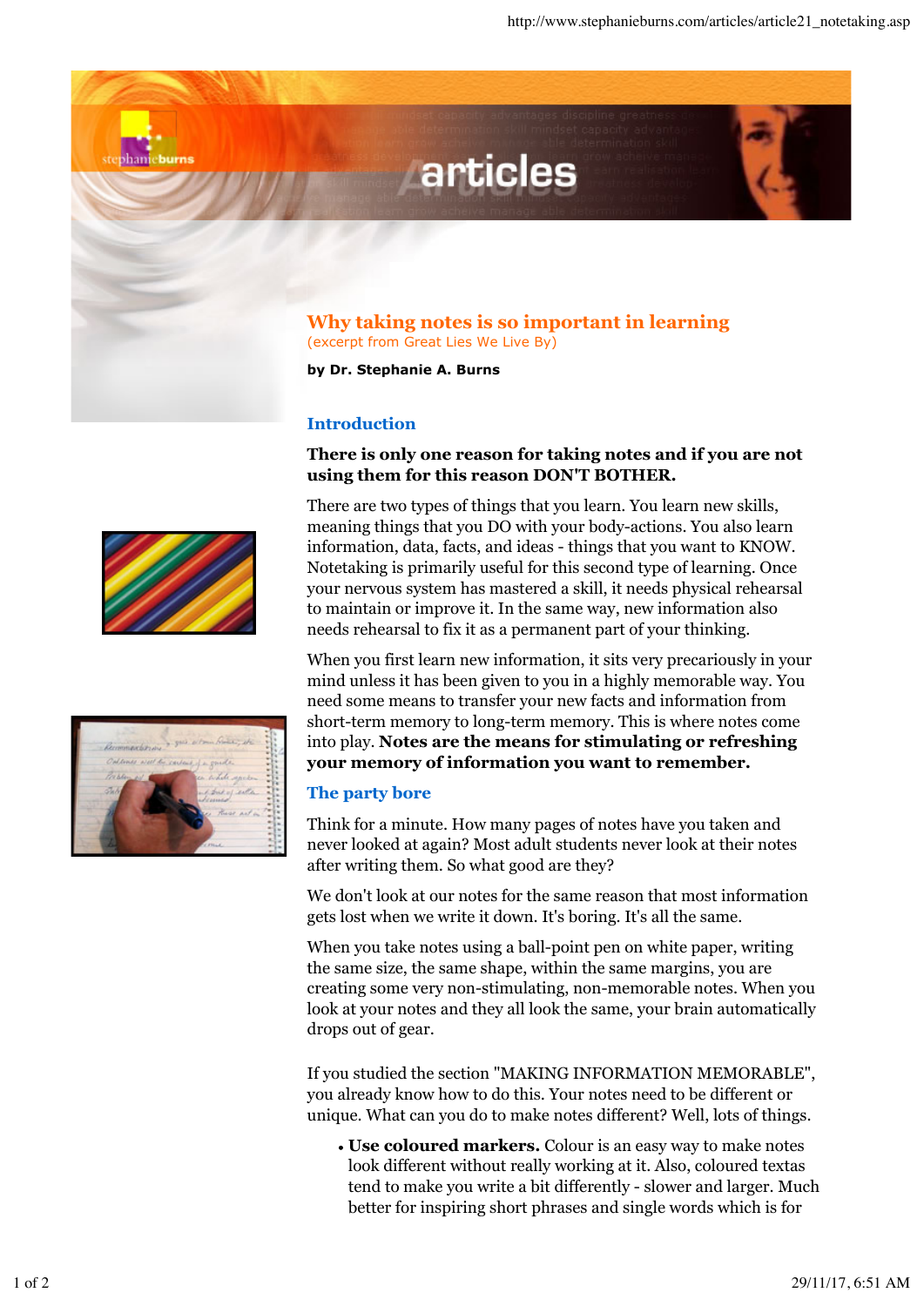# Why taking notes is so important in learning

(excerpt from Great Lies We Live By)

**by Dr. Stephanie A. Burns**

## Introduction

**There is only one reason for taking notes and if you are not using them for this reason DON'T BOTHER.**

There are two types of things that you learn. You learn new skills, meaning things that you DO with your body-actions. You also learn information, data, facts, and ideas - things that you want to KNOW. Notetaking is primarily useful for this second type of learning. Once your nervous system has mastered a skill, it needs physical rehearsal to maintain or improve it. In the same way, new information also needs rehearsal to fix it as a permanent part of your thinking.

When you first learn new information, it sits very precariously in your mind unless it has been given to you in a highly memorable way. You need some means to transfer your new facts and information from short-term memory to long-term memory. This is where notes come into play. **Notes are the means for stimulating or refreshing your memory of information you want to remember.**

## The party bore

Think for a minute. How many pages of notes have you taken and never looked at again? Most adult students never look at their notes after writing them. So what good are they?

We don't look at our notes for the same reason that most information gets lost when we write it down. It's boring. It's all the same.

When you take notes using a ball-point pen on white paper, writing the same size, the same shape, within the same margins, you are creating some very non-stimulating, non-memorable notes. When you look at your notes and they all look the same, your brain automatically drops out of gear.

If you studied the section "MAKING INFORMATION MEMORABLE", you already know how to do this. Your notes need to be different or unique. What can you do to make notes different? Well, lots of things.

- **Use coloured markers.** Colour is an easy way to make notes look different without really working at it. Also, coloured textas tend to make you write a bit differently - slower and larger. Much better for inspiring short phrases and single words which is for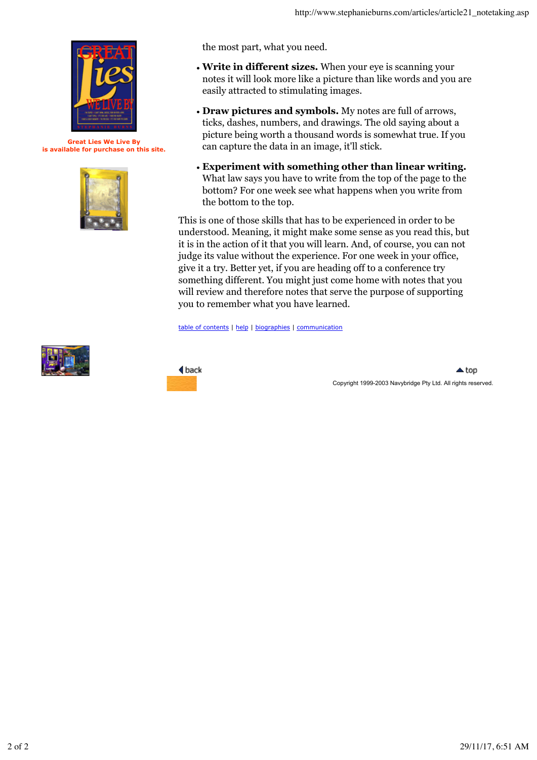Great Lies We Live By
is available for purchase on this site.

the most part, what you need.

- **Write in different sizes.** When your eye is scanning your notes it will look more like a picture than like words and you are easily attracted to stimulating images.
- **Draw pictures and symbols.** My notes are full of arrows, ticks, dashes, numbers, and drawings. The old saying about a picture being worth a thousand words is somewhat true. If you can capture the data in an image, it'll stick.
- **Experiment with something other than linear writing.** What law says you have to write from the top of the page to the bottom? For one week see what happens when you write from the bottom to the top.

This is one of those skills that has to be experienced in order to be understood. Meaning, it might make some sense as you read this, but it is in the action of it that you will learn. And, of course, you can not judge its value without the experience. For one week in your office, give it a try. Better yet, if you are heading off to a conference try something different. You might just come home with notes that you will review and therefore notes that serve the purpose of supporting you to remember what you have learned.

table of contents | help | biographies | communication

back

top

Copyright 1999-2003 Navybridge Pty Ltd. All rights reserved.